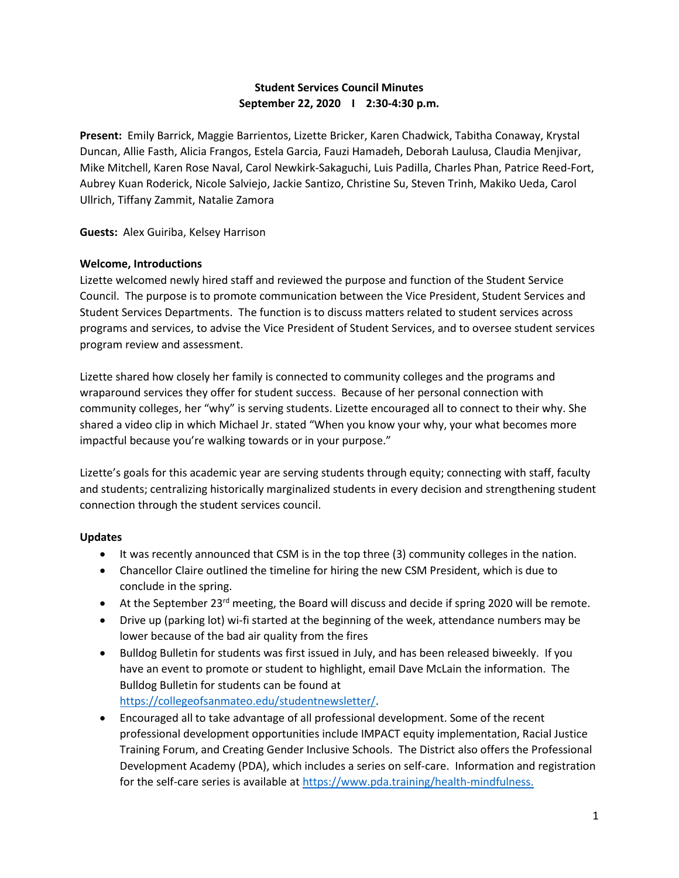**Student Services Council Minutes**
**September 22, 2020 I 2:30-4:30 p.m.**

**Present:** Emily Barrick, Maggie Barrientos, Lizette Bricker, Karen Chadwick, Tabitha Conaway, Krystal Duncan, Allie Fasth, Alicia Frangos, Estela Garcia, Fauzi Hamadeh, Deborah Laulusa, Claudia Menjivar, Mike Mitchell, Karen Rose Naval, Carol Newkirk-Sakaguchi, Luis Padilla, Charles Phan, Patrice Reed-Fort, Aubrey Kuan Roderick, Nicole Salviejo, Jackie Santizo, Christine Su, Steven Trinh, Makiko Ueda, Carol Ullrich, Tiffany Zammit, Natalie Zamora

**Guests:** Alex Guiriba, Kelsey Harrison

**Welcome, Introductions**

Lizette welcomed newly hired staff and reviewed the purpose and function of the Student Service Council. The purpose is to promote communication between the Vice President, Student Services and Student Services Departments. The function is to discuss matters related to student services across programs and services, to advise the Vice President of Student Services, and to oversee student services program review and assessment.

Lizette shared how closely her family is connected to community colleges and the programs and wraparound services they offer for student success. Because of her personal connection with community colleges, her "why" is serving students. Lizette encouraged all to connect to their why. She shared a video clip in which Michael Jr. stated "When you know your why, your what becomes more impactful because you're walking towards or in your purpose."

Lizette's goals for this academic year are serving students through equity; connecting with staff, faculty and students; centralizing historically marginalized students in every decision and strengthening student connection through the student services council.

**Updates**

- It was recently announced that CSM is in the top three (3) community colleges in the nation.
- Chancellor Claire outlined the timeline for hiring the new CSM President, which is due to conclude in the spring.
- At the September 23rd meeting, the Board will discuss and decide if spring 2020 will be remote.
- Drive up (parking lot) wi-fi started at the beginning of the week, attendance numbers may be lower because of the bad air quality from the fires
- Bulldog Bulletin for students was first issued in July, and has been released biweekly. If you have an event to promote or student to highlight, email Dave McLain the information. The Bulldog Bulletin for students can be found at https://collegeofsanmateo.edu/studentnewsletter/.
- Encouraged all to take advantage of all professional development. Some of the recent professional development opportunities include IMPACT equity implementation, Racial Justice Training Forum, and Creating Gender Inclusive Schools. The District also offers the Professional Development Academy (PDA), which includes a series on self-care. Information and registration for the self-care series is available at https://www.pda.training/health-mindfulness.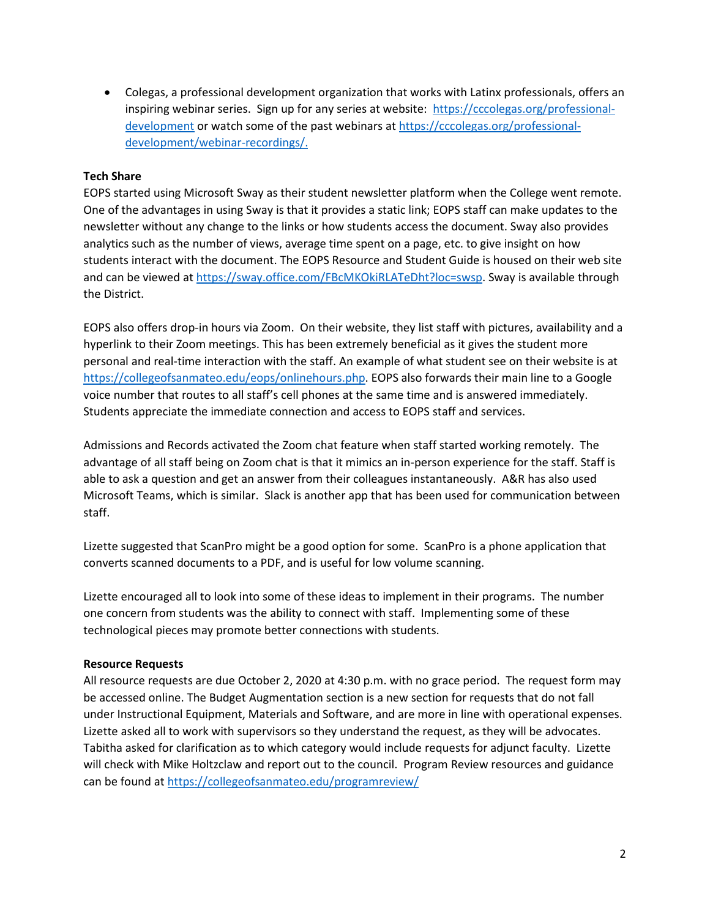- Colegas, a professional development organization that works with Latinx professionals, offers an inspiring webinar series. Sign up for any series at website: [https://cccolegas.org/professional-development](https://cccolegas.org/professional-development) or watch some of the past webinars at [https://cccolegas.org/professional-development/webinar-recordings/.](https://cccolegas.org/professional-development/webinar-recordings/)

**Tech Share**

EOPS started using Microsoft Sway as their student newsletter platform when the College went remote. One of the advantages in using Sway is that it provides a static link; EOPS staff can make updates to the newsletter without any change to the links or how students access the document. Sway also provides analytics such as the number of views, average time spent on a page, etc. to give insight on how students interact with the document. The EOPS Resource and Student Guide is housed on their web site and can be viewed at [https://sway.office.com/FBcMKOkiRLATeDht?loc=swsp](https://sway.office.com/FBcMKOkiRLATeDht?loc=swsp). Sway is available through the District.

EOPS also offers drop-in hours via Zoom. On their website, they list staff with pictures, availability and a hyperlink to their Zoom meetings. This has been extremely beneficial as it gives the student more personal and real-time interaction with the staff. An example of what student see on their website is at [https://collegeofsanmateo.edu/eops/onlinehours.php](https://collegeofsanmateo.edu/eops/onlinehours.php). EOPS also forwards their main line to a Google voice number that routes to all staff's cell phones at the same time and is answered immediately. Students appreciate the immediate connection and access to EOPS staff and services.

Admissions and Records activated the Zoom chat feature when staff started working remotely. The advantage of all staff being on Zoom chat is that it mimics an in-person experience for the staff. Staff is able to ask a question and get an answer from their colleagues instantaneously. A&R has also used Microsoft Teams, which is similar. Slack is another app that has been used for communication between staff.

Lizette suggested that ScanPro might be a good option for some. ScanPro is a phone application that converts scanned documents to a PDF, and is useful for low volume scanning.

Lizette encouraged all to look into some of these ideas to implement in their programs. The number one concern from students was the ability to connect with staff. Implementing some of these technological pieces may promote better connections with students.

**Resource Requests**

All resource requests are due October 2, 2020 at 4:30 p.m. with no grace period. The request form may be accessed online. The Budget Augmentation section is a new section for requests that do not fall under Instructional Equipment, Materials and Software, and are more in line with operational expenses. Lizette asked all to work with supervisors so they understand the request, as they will be advocates. Tabitha asked for clarification as to which category would include requests for adjunct faculty. Lizette will check with Mike Holtzclaw and report out to the council. Program Review resources and guidance can be found at [https://collegeofsanmateo.edu/programreview/](https://collegeofsanmateo.edu/programreview/)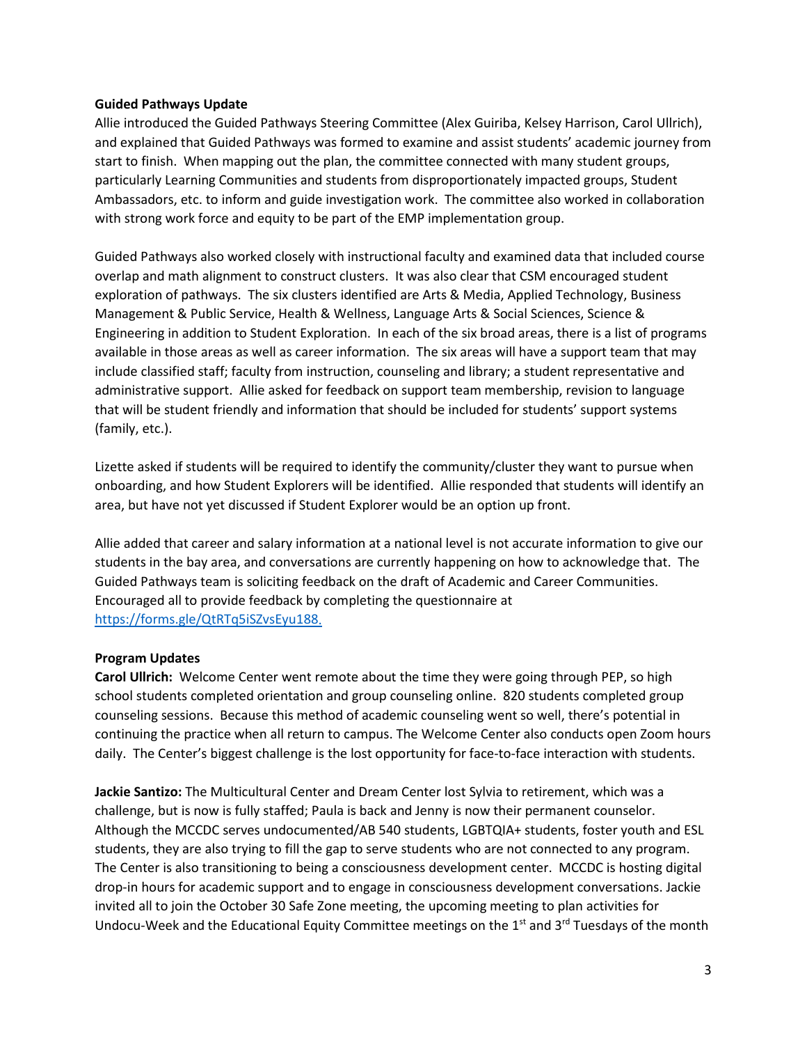**Guided Pathways Update**

Allie introduced the Guided Pathways Steering Committee (Alex Guiriba, Kelsey Harrison, Carol Ullrich), and explained that Guided Pathways was formed to examine and assist students' academic journey from start to finish. When mapping out the plan, the committee connected with many student groups, particularly Learning Communities and students from disproportionately impacted groups, Student Ambassadors, etc. to inform and guide investigation work. The committee also worked in collaboration with strong work force and equity to be part of the EMP implementation group.

Guided Pathways also worked closely with instructional faculty and examined data that included course overlap and math alignment to construct clusters. It was also clear that CSM encouraged student exploration of pathways. The six clusters identified are Arts & Media, Applied Technology, Business Management & Public Service, Health & Wellness, Language Arts & Social Sciences, Science & Engineering in addition to Student Exploration. In each of the six broad areas, there is a list of programs available in those areas as well as career information. The six areas will have a support team that may include classified staff; faculty from instruction, counseling and library; a student representative and administrative support. Allie asked for feedback on support team membership, revision to language that will be student friendly and information that should be included for students' support systems (family, etc.).

Lizette asked if students will be required to identify the community/cluster they want to pursue when onboarding, and how Student Explorers will be identified. Allie responded that students will identify an area, but have not yet discussed if Student Explorer would be an option up front.

Allie added that career and salary information at a national level is not accurate information to give our students in the bay area, and conversations are currently happening on how to acknowledge that. The Guided Pathways team is soliciting feedback on the draft of Academic and Career Communities. Encouraged all to provide feedback by completing the questionnaire at [https://forms.gle/QtRTq5iSZvsEyu188.](https://forms.gle/QtRTq5iSZvsEyu188)

**Program Updates**

**Carol Ullrich:** Welcome Center went remote about the time they were going through PEP, so high school students completed orientation and group counseling online. 820 students completed group counseling sessions. Because this method of academic counseling went so well, there's potential in continuing the practice when all return to campus. The Welcome Center also conducts open Zoom hours daily. The Center's biggest challenge is the lost opportunity for face-to-face interaction with students.

**Jackie Santizo:** The Multicultural Center and Dream Center lost Sylvia to retirement, which was a challenge, but is now is fully staffed; Paula is back and Jenny is now their permanent counselor. Although the MCCDC serves undocumented/AB 540 students, LGBTQIA+ students, foster youth and ESL students, they are also trying to fill the gap to serve students who are not connected to any program. The Center is also transitioning to being a consciousness development center. MCCDC is hosting digital drop-in hours for academic support and to engage in consciousness development conversations. Jackie invited all to join the October 30 Safe Zone meeting, the upcoming meeting to plan activities for Undocu-Week and the Educational Equity Committee meetings on the 1st and 3rd Tuesdays of the month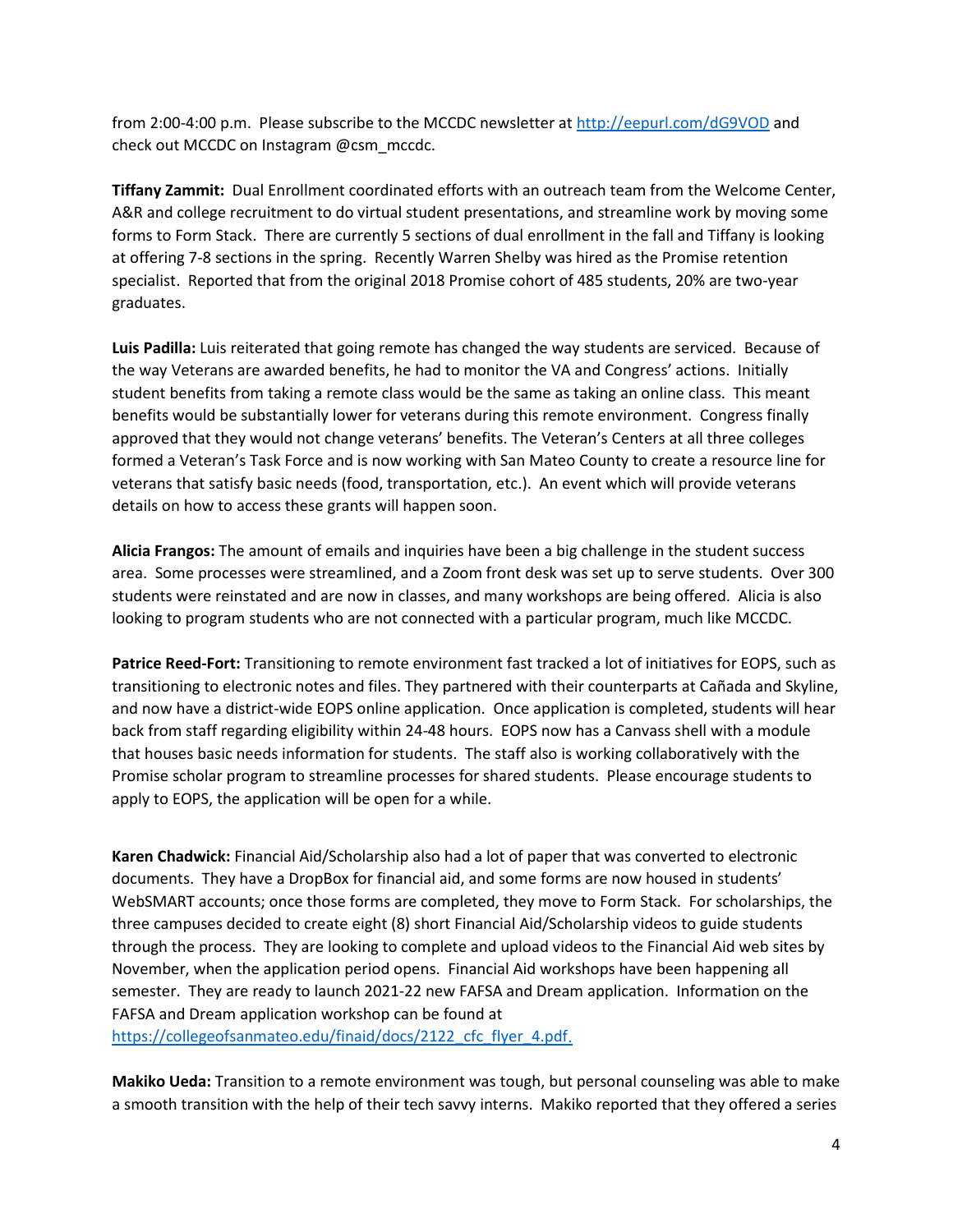from 2:00-4:00 p.m. Please subscribe to the MCCDC newsletter at http://eepurl.com/dG9VOD and check out MCCDC on Instagram @csm_mccdc.

**Tiffany Zammit:** Dual Enrollment coordinated efforts with an outreach team from the Welcome Center, A&R and college recruitment to do virtual student presentations, and streamline work by moving some forms to Form Stack. There are currently 5 sections of dual enrollment in the fall and Tiffany is looking at offering 7-8 sections in the spring. Recently Warren Shelby was hired as the Promise retention specialist. Reported that from the original 2018 Promise cohort of 485 students, 20% are two-year graduates.

**Luis Padilla:** Luis reiterated that going remote has changed the way students are serviced. Because of the way Veterans are awarded benefits, he had to monitor the VA and Congress' actions. Initially student benefits from taking a remote class would be the same as taking an online class. This meant benefits would be substantially lower for veterans during this remote environment. Congress finally approved that they would not change veterans' benefits. The Veteran's Centers at all three colleges formed a Veteran's Task Force and is now working with San Mateo County to create a resource line for veterans that satisfy basic needs (food, transportation, etc.). An event which will provide veterans details on how to access these grants will happen soon.

**Alicia Frangos:** The amount of emails and inquiries have been a big challenge in the student success area. Some processes were streamlined, and a Zoom front desk was set up to serve students. Over 300 students were reinstated and are now in classes, and many workshops are being offered. Alicia is also looking to program students who are not connected with a particular program, much like MCCDC.

**Patrice Reed-Fort:** Transitioning to remote environment fast tracked a lot of initiatives for EOPS, such as transitioning to electronic notes and files. They partnered with their counterparts at Cañada and Skyline, and now have a district-wide EOPS online application. Once application is completed, students will hear back from staff regarding eligibility within 24-48 hours. EOPS now has a Canvass shell with a module that houses basic needs information for students. The staff also is working collaboratively with the Promise scholar program to streamline processes for shared students. Please encourage students to apply to EOPS, the application will be open for a while.

**Karen Chadwick:** Financial Aid/Scholarship also had a lot of paper that was converted to electronic documents. They have a DropBox for financial aid, and some forms are now housed in students' WebSMART accounts; once those forms are completed, they move to Form Stack. For scholarships, the three campuses decided to create eight (8) short Financial Aid/Scholarship videos to guide students through the process. They are looking to complete and upload videos to the Financial Aid web sites by November, when the application period opens. Financial Aid workshops have been happening all semester. They are ready to launch 2021-22 new FAFSA and Dream application. Information on the FAFSA and Dream application workshop can be found at https://collegeofsanmateo.edu/finaid/docs/2122_cfc_flyer_4.pdf.

**Makiko Ueda:** Transition to a remote environment was tough, but personal counseling was able to make a smooth transition with the help of their tech savvy interns. Makiko reported that they offered a series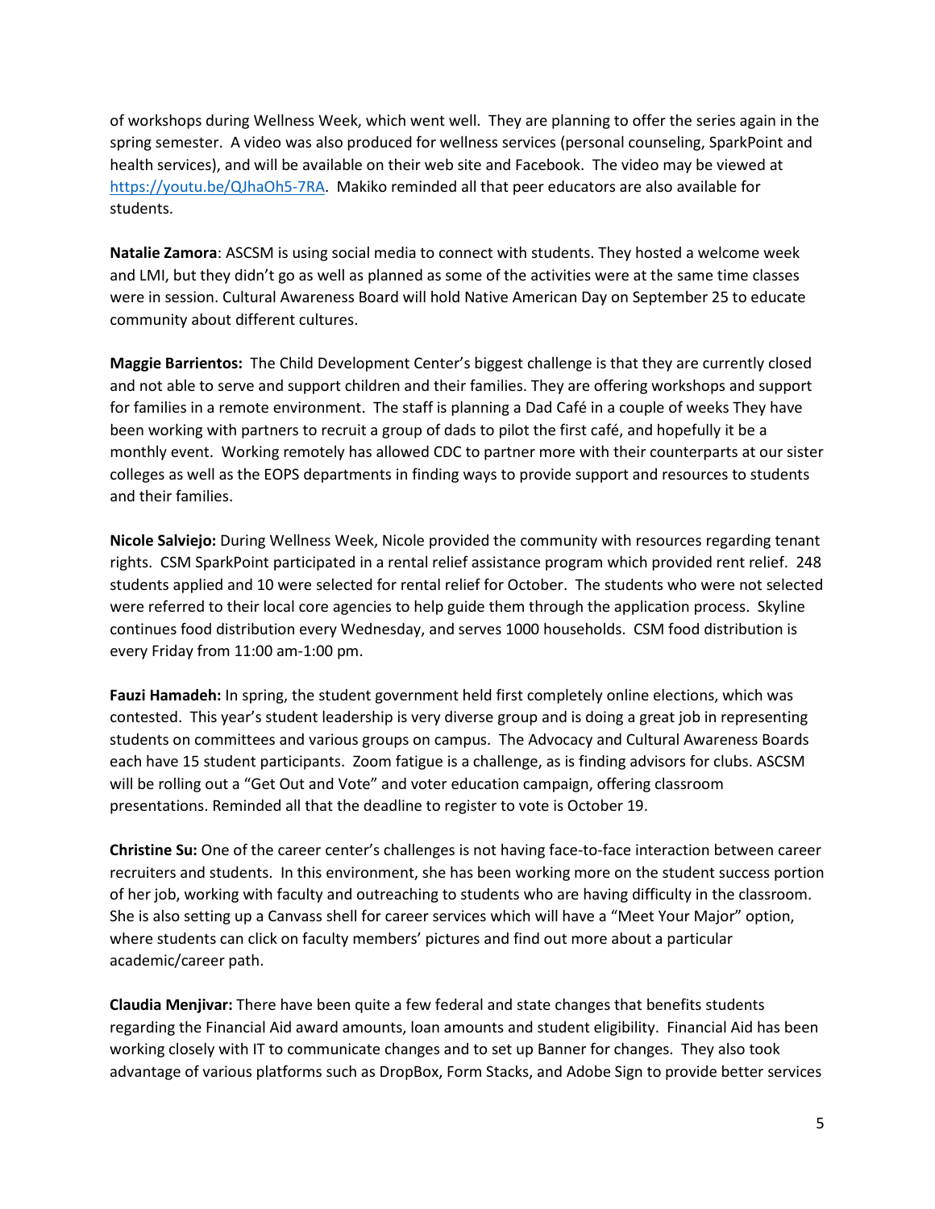of workshops during Wellness Week, which went well. They are planning to offer the series again in the spring semester. A video was also produced for wellness services (personal counseling, SparkPoint and health services), and will be available on their web site and Facebook. The video may be viewed at [https://youtu.be/QJhaOh5-7RA](https://youtu.be/QJhaOh5-7RA). Makiko reminded all that peer educators are also available for students.

**Natalie Zamora**: ASCSM is using social media to connect with students. They hosted a welcome week and LMI, but they didn't go as well as planned as some of the activities were at the same time classes were in session. Cultural Awareness Board will hold Native American Day on September 25 to educate community about different cultures.

**Maggie Barrientos:** The Child Development Center's biggest challenge is that they are currently closed and not able to serve and support children and their families. They are offering workshops and support for families in a remote environment. The staff is planning a Dad Café in a couple of weeks They have been working with partners to recruit a group of dads to pilot the first café, and hopefully it be a monthly event. Working remotely has allowed CDC to partner more with their counterparts at our sister colleges as well as the EOPS departments in finding ways to provide support and resources to students and their families.

**Nicole Salviejo:** During Wellness Week, Nicole provided the community with resources regarding tenant rights. CSM SparkPoint participated in a rental relief assistance program which provided rent relief. 248 students applied and 10 were selected for rental relief for October. The students who were not selected were referred to their local core agencies to help guide them through the application process. Skyline continues food distribution every Wednesday, and serves 1000 households. CSM food distribution is every Friday from 11:00 am-1:00 pm.

**Fauzi Hamadeh:** In spring, the student government held first completely online elections, which was contested. This year's student leadership is very diverse group and is doing a great job in representing students on committees and various groups on campus. The Advocacy and Cultural Awareness Boards each have 15 student participants. Zoom fatigue is a challenge, as is finding advisors for clubs. ASCSM will be rolling out a "Get Out and Vote" and voter education campaign, offering classroom presentations. Reminded all that the deadline to register to vote is October 19.

**Christine Su:** One of the career center's challenges is not having face-to-face interaction between career recruiters and students. In this environment, she has been working more on the student success portion of her job, working with faculty and outreaching to students who are having difficulty in the classroom. She is also setting up a Canvass shell for career services which will have a "Meet Your Major" option, where students can click on faculty members' pictures and find out more about a particular academic/career path.

**Claudia Menjivar:** There have been quite a few federal and state changes that benefits students regarding the Financial Aid award amounts, loan amounts and student eligibility. Financial Aid has been working closely with IT to communicate changes and to set up Banner for changes. They also took advantage of various platforms such as DropBox, Form Stacks, and Adobe Sign to provide better services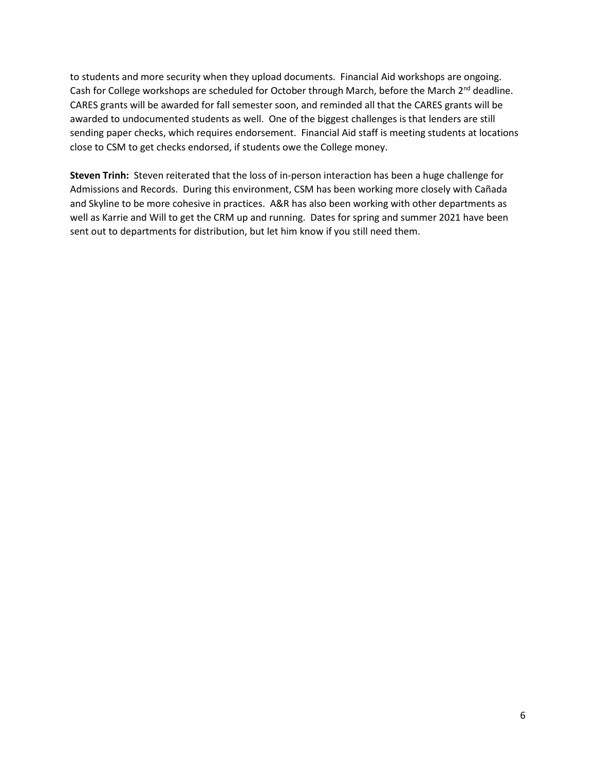to students and more security when they upload documents. Financial Aid workshops are ongoing. Cash for College workshops are scheduled for October through March, before the March 2nd deadline. CARES grants will be awarded for fall semester soon, and reminded all that the CARES grants will be awarded to undocumented students as well. One of the biggest challenges is that lenders are still sending paper checks, which requires endorsement. Financial Aid staff is meeting students at locations close to CSM to get checks endorsed, if students owe the College money.

**Steven Trinh:** Steven reiterated that the loss of in-person interaction has been a huge challenge for Admissions and Records. During this environment, CSM has been working more closely with Cañada and Skyline to be more cohesive in practices. A&R has also been working with other departments as well as Karrie and Will to get the CRM up and running. Dates for spring and summer 2021 have been sent out to departments for distribution, but let him know if you still need them.